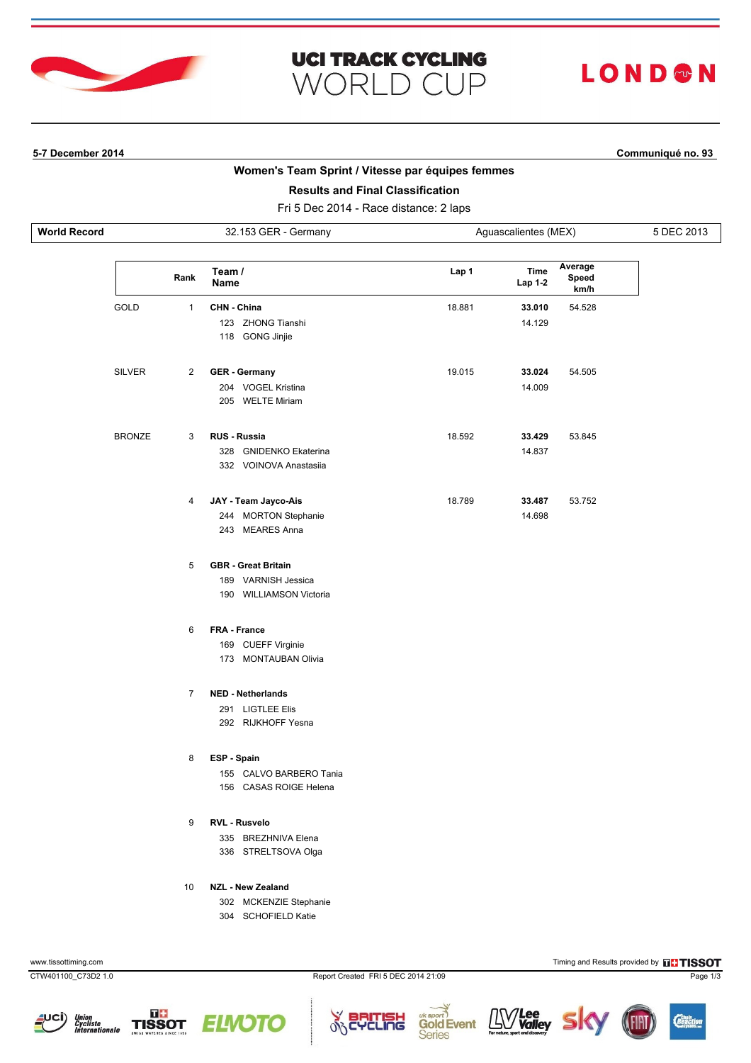# UCI TRACK CYCLING WORLD CUP

LONDON

**5-7 December 2014** | **Communiqué no. 93**

## Women's Team Sprint / Vitesse par équipes femmes

### Results and Final Classification

Fri 5 Dec 2014 - Race distance: 2 laps

| World Record | 32.153 GER - Germany | Aguascalientes (MEX) | 5 DEC 2013 |
|---|---|---|---|

| | Rank | Team / Name | Lap 1 | Time Lap 1-2 | Average Speed km/h |
|---|---|---|---|---|---|
| GOLD | 1 | **CHN - China** | 18.881 | **33.010** | 54.528 |
| | | 123 ZHONG Tianshi | | 14.129 | |
| | | 118 GONG Jinjie | | | |
| SILVER | 2 | **GER - Germany** | 19.015 | **33.024** | 54.505 |
| | | 204 VOGEL Kristina | | 14.009 | |
| | | 205 WELTE Miriam | | | |
| BRONZE | 3 | **RUS - Russia** | 18.592 | **33.429** | 53.845 |
| | | 328 GNIDENKO Ekaterina | | 14.837 | |
| | | 332 VOINOVA Anastasiia | | | |
| | 4 | **JAY - Team Jayco-Ais** | 18.789 | **33.487** | 53.752 |
| | | 244 MORTON Stephanie | | 14.698 | |
| | | 243 MEARES Anna | | | |
| | 5 | **GBR - Great Britain** | | | |
| | | 189 VARNISH Jessica | | | |
| | | 190 WILLIAMSON Victoria | | | |
| | 6 | **FRA - France** | | | |
| | | 169 CUEFF Virginie | | | |
| | | 173 MONTAUBAN Olivia | | | |
| | 7 | **NED - Netherlands** | | | |
| | | 291 LIGTLEE Elis | | | |
| | | 292 RIJKHOFF Yesna | | | |
| | 8 | **ESP - Spain** | | | |
| | | 155 CALVO BARBERO Tania | | | |
| | | 156 CASAS ROIGE Helena | | | |
| | 9 | **RVL - Rusvelo** | | | |
| | | 335 BREZHNIVA Elena | | | |
| | | 336 STRELTSOVA Olga | | | |
| | 10 | **NZL - New Zealand** | | | |
| | | 302 MCKENZIE Stephanie | | | |
| | | 304 SCHOFIELD Katie | | | |

www.tissottiming.com | Timing and Results provided by TISSOT

CTW401100_C73D2 1.0 | Report Created FRI 5 DEC 2014 21:09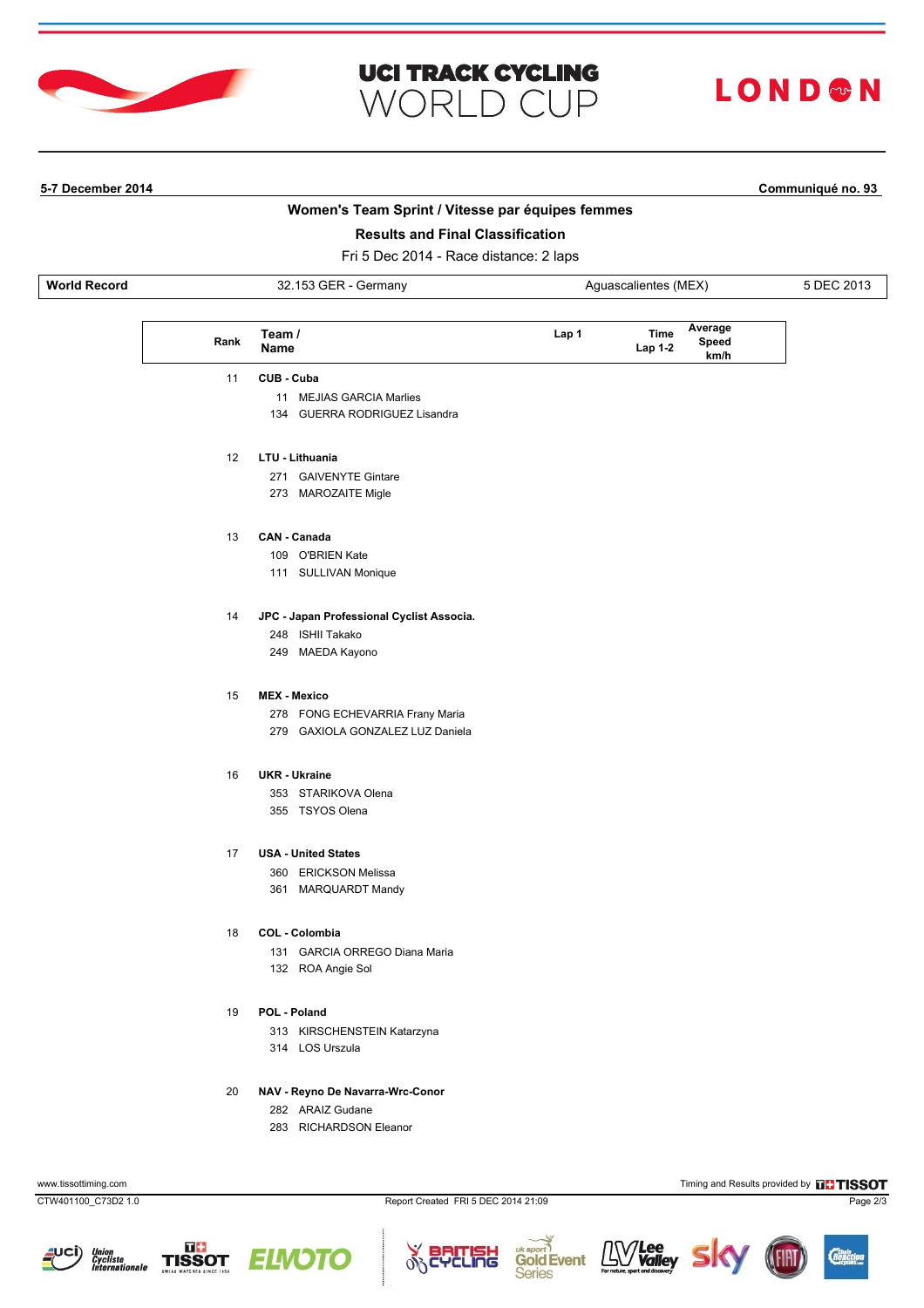# UCI TRACK CYCLING WORLD CUP

LONDON

**5-7 December 2014** **Communiqué no. 93**

## Women's Team Sprint / Vitesse par équipes femmes

### Results and Final Classification

Fri 5 Dec 2014 - Race distance: 2 laps

| World Record | 32.153 GER - Germany | Aguascalientes (MEX) | 5 DEC 2013 |
|---|---|---|---|

| Rank | Team / Name | Lap 1 | Time Lap 1-2 | Average Speed km/h |
|---|---|---|---|---|
| 11 | **CUB - Cuba** | | | |
| | 11 MEJIAS GARCIA Marlies | | | |
| | 134 GUERRA RODRIGUEZ Lisandra | | | |
| 12 | **LTU - Lithuania** | | | |
| | 271 GAIVENYTE Gintare | | | |
| | 273 MAROZAITE Migle | | | |
| 13 | **CAN - Canada** | | | |
| | 109 O'BRIEN Kate | | | |
| | 111 SULLIVAN Monique | | | |
| 14 | **JPC - Japan Professional Cyclist Associa.** | | | |
| | 248 ISHII Takako | | | |
| | 249 MAEDA Kayono | | | |
| 15 | **MEX - Mexico** | | | |
| | 278 FONG ECHEVARRIA Frany Maria | | | |
| | 279 GAXIOLA GONZALEZ LUZ Daniela | | | |
| 16 | **UKR - Ukraine** | | | |
| | 353 STARIKOVA Olena | | | |
| | 355 TSYOS Olena | | | |
| 17 | **USA - United States** | | | |
| | 360 ERICKSON Melissa | | | |
| | 361 MARQUARDT Mandy | | | |
| 18 | **COL - Colombia** | | | |
| | 131 GARCIA ORREGO Diana Maria | | | |
| | 132 ROA Angie Sol | | | |
| 19 | **POL - Poland** | | | |
| | 313 KIRSCHENSTEIN Katarzyna | | | |
| | 314 LOS Urszula | | | |
| 20 | **NAV - Reyno De Navarra-Wrc-Conor** | | | |
| | 282 ARAIZ Gudane | | | |
| | 283 RICHARDSON Eleanor | | | |

www.tissottiming.com

Timing and Results provided by TISSOT

CTW401100_C73D2 1.0

Report Created FRI 5 DEC 2014 21:09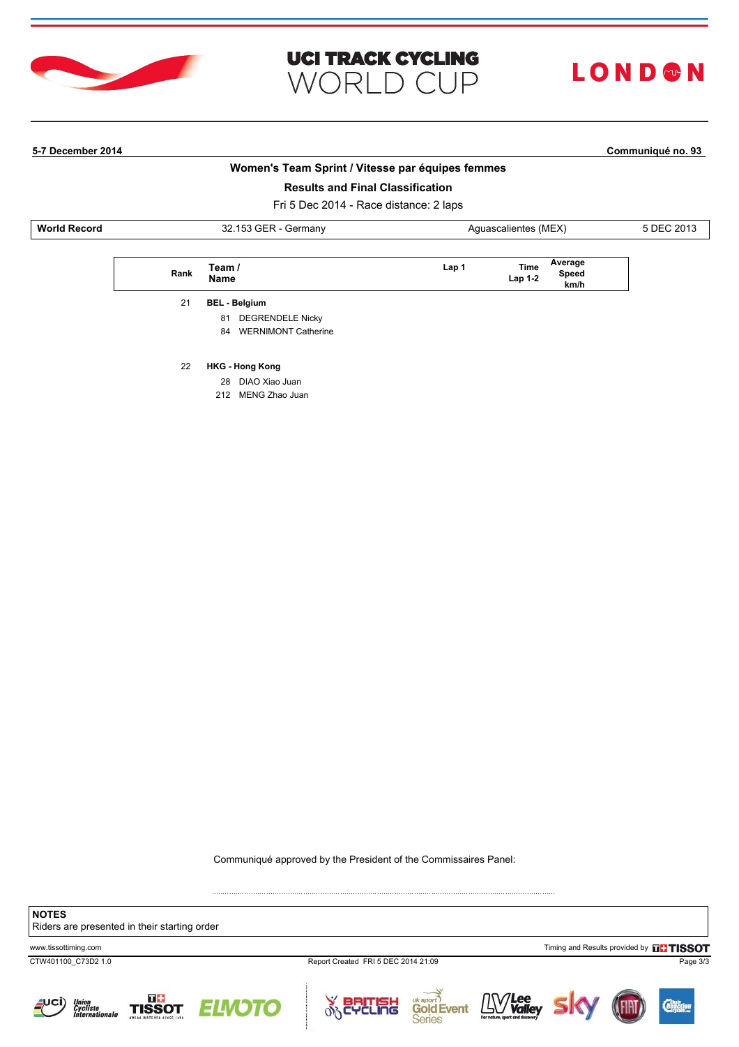# UCI TRACK CYCLING WORLD CUP

LONDON

**5-7 December 2014** | **Communiqué no. 93**

## Women's Team Sprint / Vitesse par équipes femmes

### Results and Final Classification

Fri 5 Dec 2014 - Race distance: 2 laps

| **World Record** | 32.153 GER - Germany | Aguascalientes (MEX) | 5 DEC 2013 |
|---|---|---|---|

| Rank | Team / Name | Lap 1 | Time Lap 1-2 | Average Speed km/h |
|---|---|---|---|---|
| 21 | **BEL - Belgium** | | | |
| | 81 DEGRENDELE Nicky | | | |
| | 84 WERNIMONT Catherine | | | |
| 22 | **HKG - Hong Kong** | | | |
| | 28 DIAO Xiao Juan | | | |
| | 212 MENG Zhao Juan | | | |

Communiqué approved by the President of the Commissaires Panel:

..............................................................................................................................

**NOTES**
Riders are presented in their starting order

www.tissottiming.com

Timing and Results provided by TISSOT

CTW401100_C73D2 1.0

Report Created FRI 5 DEC 2014 21:09